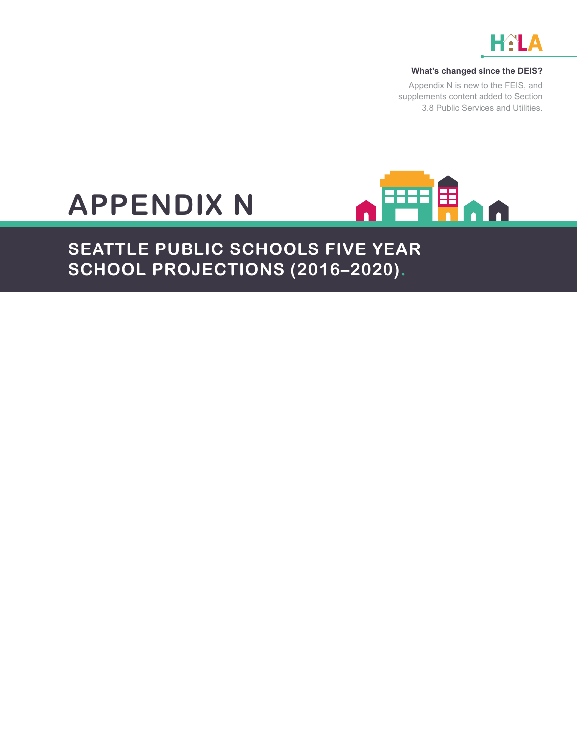**What's changed since the DEIS?**

Appendix N is new to the FEIS, and supplements content added to Section 3.8 Public Services and Utilities.

# APPENDIX N

## SEATTLE PUBLIC SCHOOLS FIVE YEAR SCHOOL PROJECTIONS (2016–2020).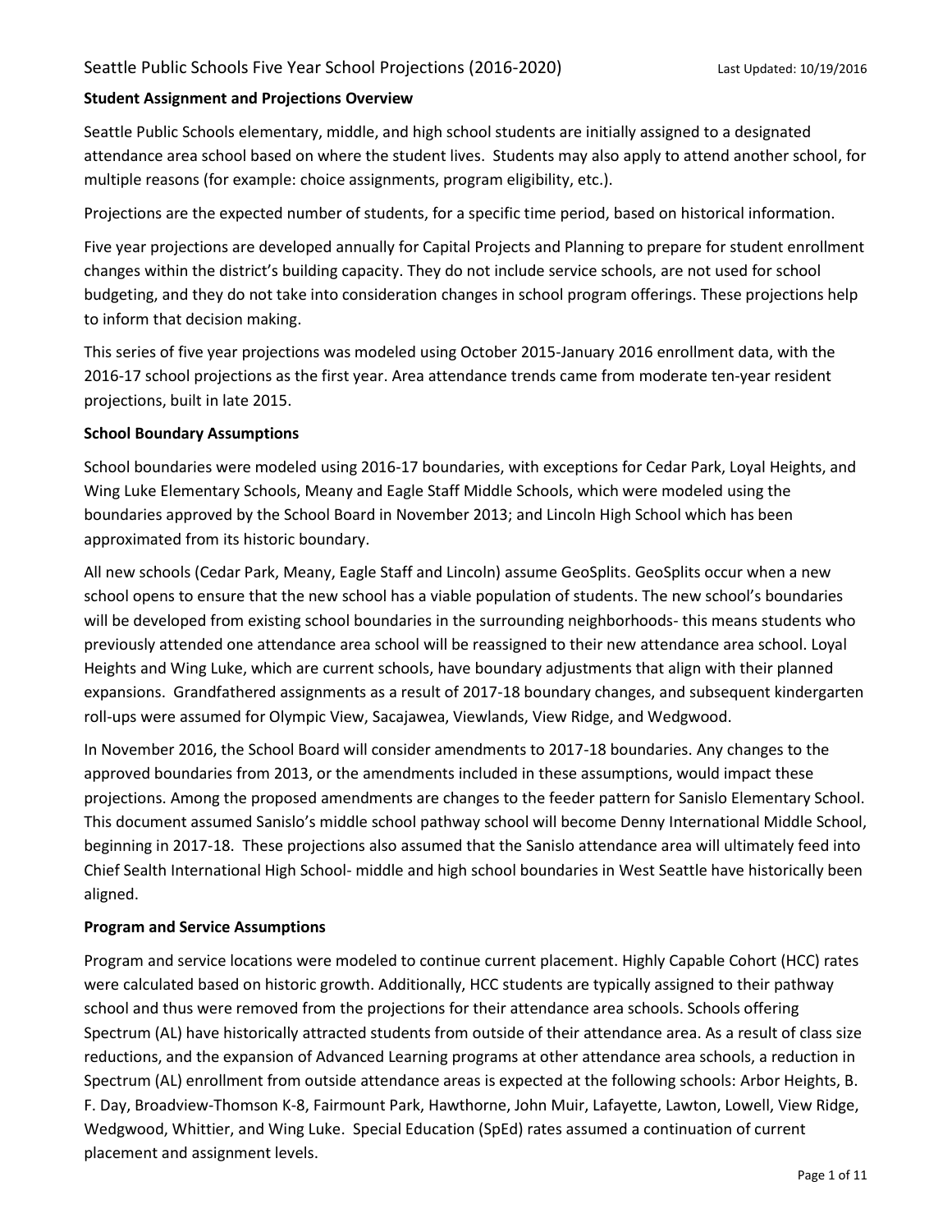### Student Assignment and Projections Overview

Seattle Public Schools elementary, middle, and high school students are initially assigned to a designated attendance area school based on where the student lives. Students may also apply to attend another school, for multiple reasons (for example: choice assignments, program eligibility, etc.).

Projections are the expected number of students, for a specific time period, based on historical information.

Five year projections are developed annually for Capital Projects and Planning to prepare for student enrollment changes within the district's building capacity. They do not include service schools, are not used for school budgeting, and they do not take into consideration changes in school program offerings. These projections help to inform that decision making.

This series of five year projections was modeled using October 2015-January 2016 enrollment data, with the 2016-17 school projections as the first year. Area attendance trends came from moderate ten-year resident projections, built in late 2015.

### School Boundary Assumptions

School boundaries were modeled using 2016-17 boundaries, with exceptions for Cedar Park, Loyal Heights, and Wing Luke Elementary Schools, Meany and Eagle Staff Middle Schools, which were modeled using the boundaries approved by the School Board in November 2013; and Lincoln High School which has been approximated from its historic boundary.

All new schools (Cedar Park, Meany, Eagle Staff and Lincoln) assume GeoSplits. GeoSplits occur when a new school opens to ensure that the new school has a viable population of students. The new school's boundaries will be developed from existing school boundaries in the surrounding neighborhoods- this means students who previously attended one attendance area school will be reassigned to their new attendance area school. Loyal Heights and Wing Luke, which are current schools, have boundary adjustments that align with their planned expansions. Grandfathered assignments as a result of 2017-18 boundary changes, and subsequent kindergarten roll-ups were assumed for Olympic View, Sacajawea, Viewlands, View Ridge, and Wedgwood.

In November 2016, the School Board will consider amendments to 2017-18 boundaries. Any changes to the approved boundaries from 2013, or the amendments included in these assumptions, would impact these projections. Among the proposed amendments are changes to the feeder pattern for Sanislo Elementary School. This document assumed Sanislo's middle school pathway school will become Denny International Middle School, beginning in 2017-18. These projections also assumed that the Sanislo attendance area will ultimately feed into Chief Sealth International High School- middle and high school boundaries in West Seattle have historically been aligned.

### Program and Service Assumptions

Program and service locations were modeled to continue current placement. Highly Capable Cohort (HCC) rates were calculated based on historic growth. Additionally, HCC students are typically assigned to their pathway school and thus were removed from the projections for their attendance area schools. Schools offering Spectrum (AL) have historically attracted students from outside of their attendance area. As a result of class size reductions, and the expansion of Advanced Learning programs at other attendance area schools, a reduction in Spectrum (AL) enrollment from outside attendance areas is expected at the following schools: Arbor Heights, B. F. Day, Broadview-Thomson K-8, Fairmount Park, Hawthorne, John Muir, Lafayette, Lawton, Lowell, View Ridge, Wedgwood, Whittier, and Wing Luke. Special Education (SpEd) rates assumed a continuation of current placement and assignment levels.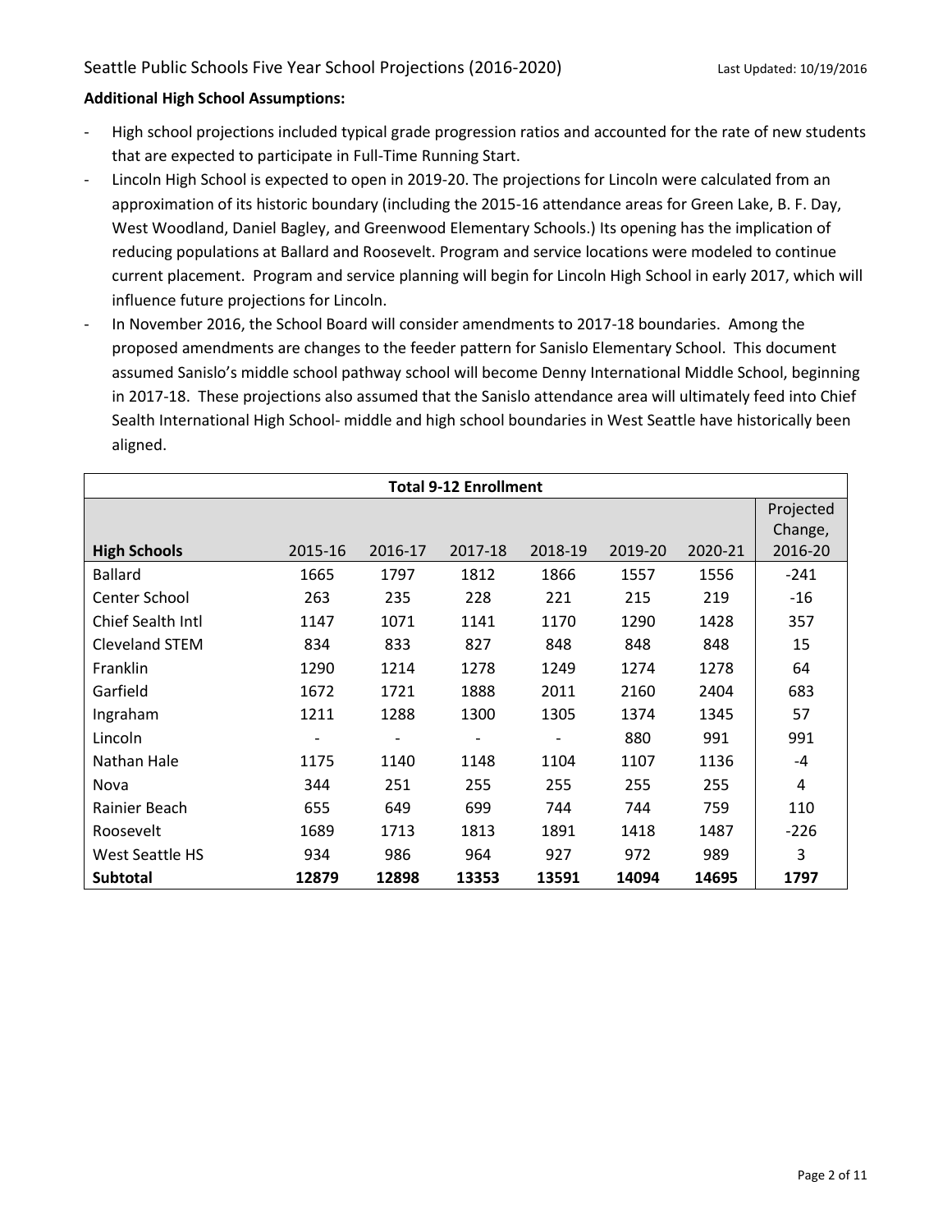**Additional High School Assumptions:**

- High school projections included typical grade progression ratios and accounted for the rate of new students that are expected to participate in Full-Time Running Start.
- Lincoln High School is expected to open in 2019-20. The projections for Lincoln were calculated from an approximation of its historic boundary (including the 2015-16 attendance areas for Green Lake, B. F. Day, West Woodland, Daniel Bagley, and Greenwood Elementary Schools.) Its opening has the implication of reducing populations at Ballard and Roosevelt. Program and service locations were modeled to continue current placement. Program and service planning will begin for Lincoln High School in early 2017, which will influence future projections for Lincoln.
- In November 2016, the School Board will consider amendments to 2017-18 boundaries. Among the proposed amendments are changes to the feeder pattern for Sanislo Elementary School. This document assumed Sanislo's middle school pathway school will become Denny International Middle School, beginning in 2017-18. These projections also assumed that the Sanislo attendance area will ultimately feed into Chief Sealth International High School- middle and high school boundaries in West Seattle have historically been aligned.

| Total 9-12 Enrollment | | | | | | | |
|---|---|---|---|---|---|---|---|
| **High Schools** | 2015-16 | 2016-17 | 2017-18 | 2018-19 | 2019-20 | 2020-21 | Projected Change, 2016-20 |
| Ballard | 1665 | 1797 | 1812 | 1866 | 1557 | 1556 | -241 |
| Center School | 263 | 235 | 228 | 221 | 215 | 219 | -16 |
| Chief Sealth Intl | 1147 | 1071 | 1141 | 1170 | 1290 | 1428 | 357 |
| Cleveland STEM | 834 | 833 | 827 | 848 | 848 | 848 | 15 |
| Franklin | 1290 | 1214 | 1278 | 1249 | 1274 | 1278 | 64 |
| Garfield | 1672 | 1721 | 1888 | 2011 | 2160 | 2404 | 683 |
| Ingraham | 1211 | 1288 | 1300 | 1305 | 1374 | 1345 | 57 |
| Lincoln | - | - | - | - | 880 | 991 | 991 |
| Nathan Hale | 1175 | 1140 | 1148 | 1104 | 1107 | 1136 | -4 |
| Nova | 344 | 251 | 255 | 255 | 255 | 255 | 4 |
| Rainier Beach | 655 | 649 | 699 | 744 | 744 | 759 | 110 |
| Roosevelt | 1689 | 1713 | 1813 | 1891 | 1418 | 1487 | -226 |
| West Seattle HS | 934 | 986 | 964 | 927 | 972 | 989 | 3 |
| **Subtotal** | **12879** | **12898** | **13353** | **13591** | **14094** | **14695** | **1797** |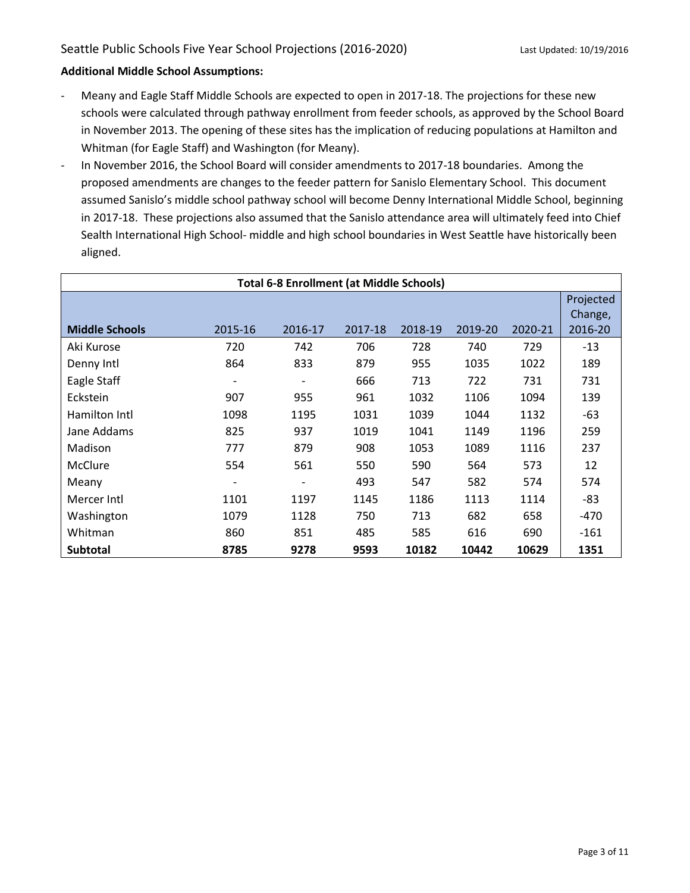**Additional Middle School Assumptions:**

- Meany and Eagle Staff Middle Schools are expected to open in 2017-18. The projections for these new schools were calculated through pathway enrollment from feeder schools, as approved by the School Board in November 2013. The opening of these sites has the implication of reducing populations at Hamilton and Whitman (for Eagle Staff) and Washington (for Meany).
- In November 2016, the School Board will consider amendments to 2017-18 boundaries. Among the proposed amendments are changes to the feeder pattern for Sanislo Elementary School. This document assumed Sanislo's middle school pathway school will become Denny International Middle School, beginning in 2017-18. These projections also assumed that the Sanislo attendance area will ultimately feed into Chief Sealth International High School- middle and high school boundaries in West Seattle have historically been aligned.

| Total 6-8 Enrollment (at Middle Schools) | | | | | | | |
|---|---|---|---|---|---|---|---|
| **Middle Schools** | 2015-16 | 2016-17 | 2017-18 | 2018-19 | 2019-20 | 2020-21 | Projected Change, 2016-20 |
| Aki Kurose | 720 | 742 | 706 | 728 | 740 | 729 | -13 |
| Denny Intl | 864 | 833 | 879 | 955 | 1035 | 1022 | 189 |
| Eagle Staff | - | - | 666 | 713 | 722 | 731 | 731 |
| Eckstein | 907 | 955 | 961 | 1032 | 1106 | 1094 | 139 |
| Hamilton Intl | 1098 | 1195 | 1031 | 1039 | 1044 | 1132 | -63 |
| Jane Addams | 825 | 937 | 1019 | 1041 | 1149 | 1196 | 259 |
| Madison | 777 | 879 | 908 | 1053 | 1089 | 1116 | 237 |
| McClure | 554 | 561 | 550 | 590 | 564 | 573 | 12 |
| Meany | - | - | 493 | 547 | 582 | 574 | 574 |
| Mercer Intl | 1101 | 1197 | 1145 | 1186 | 1113 | 1114 | -83 |
| Washington | 1079 | 1128 | 750 | 713 | 682 | 658 | -470 |
| Whitman | 860 | 851 | 485 | 585 | 616 | 690 | -161 |
| **Subtotal** | **8785** | **9278** | **9593** | **10182** | **10442** | **10629** | **1351** |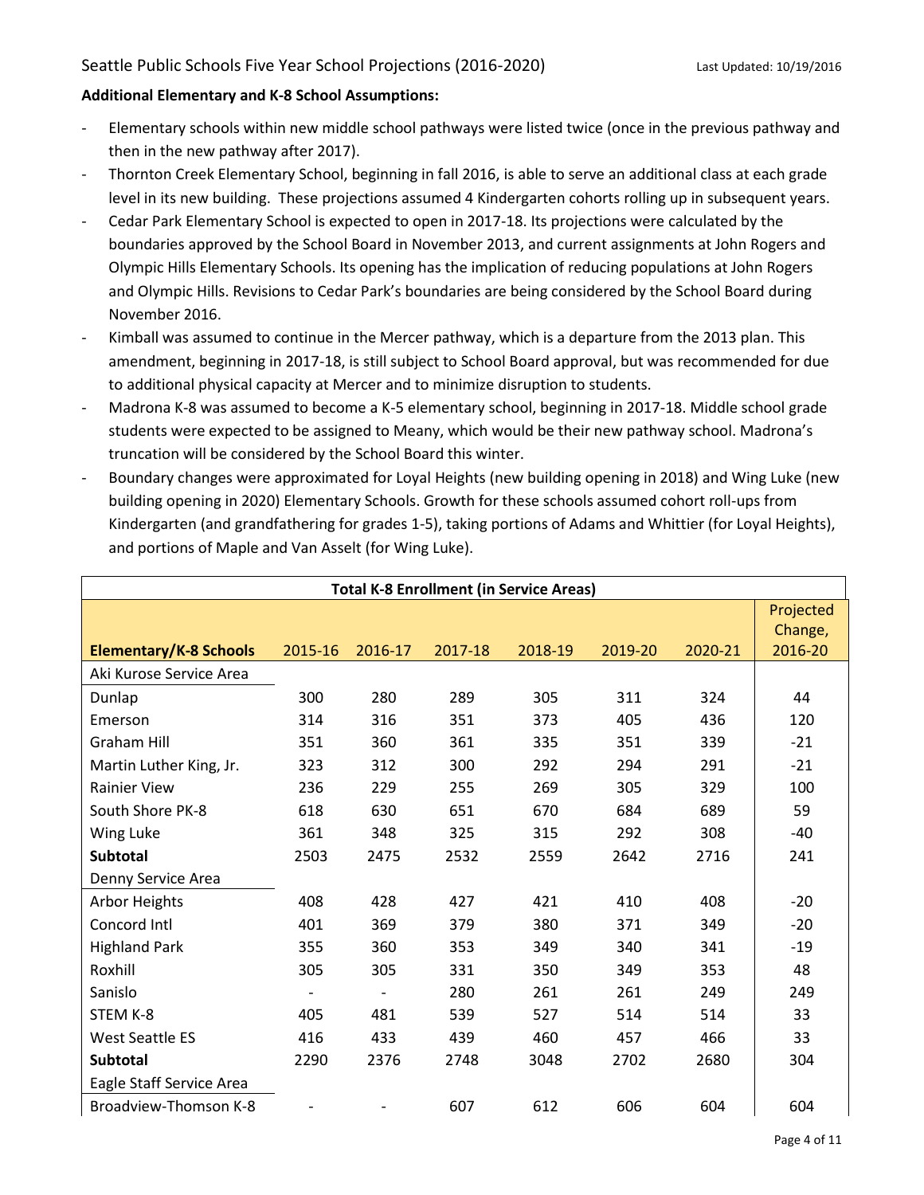**Additional Elementary and K-8 School Assumptions:**

- Elementary schools within new middle school pathways were listed twice (once in the previous pathway and then in the new pathway after 2017).
- Thornton Creek Elementary School, beginning in fall 2016, is able to serve an additional class at each grade level in its new building. These projections assumed 4 Kindergarten cohorts rolling up in subsequent years.
- Cedar Park Elementary School is expected to open in 2017-18. Its projections were calculated by the boundaries approved by the School Board in November 2013, and current assignments at John Rogers and Olympic Hills Elementary Schools. Its opening has the implication of reducing populations at John Rogers and Olympic Hills. Revisions to Cedar Park's boundaries are being considered by the School Board during November 2016.
- Kimball was assumed to continue in the Mercer pathway, which is a departure from the 2013 plan. This amendment, beginning in 2017-18, is still subject to School Board approval, but was recommended for due to additional physical capacity at Mercer and to minimize disruption to students.
- Madrona K-8 was assumed to become a K-5 elementary school, beginning in 2017-18. Middle school grade students were expected to be assigned to Meany, which would be their new pathway school. Madrona's truncation will be considered by the School Board this winter.
- Boundary changes were approximated for Loyal Heights (new building opening in 2018) and Wing Luke (new building opening in 2020) Elementary Schools. Growth for these schools assumed cohort roll-ups from Kindergarten (and grandfathering for grades 1-5), taking portions of Adams and Whittier (for Loyal Heights), and portions of Maple and Van Asselt (for Wing Luke).

| **Total K-8 Enrollment (in Service Areas)** | | | | | | | |
|---|---|---|---|---|---|---|---|
| **Elementary/K-8 Schools** | 2015-16 | 2016-17 | 2017-18 | 2018-19 | 2019-20 | 2020-21 | Projected Change, 2016-20 |
| Aki Kurose Service Area | | | | | | | |
| Dunlap | 300 | 280 | 289 | 305 | 311 | 324 | 44 |
| Emerson | 314 | 316 | 351 | 373 | 405 | 436 | 120 |
| Graham Hill | 351 | 360 | 361 | 335 | 351 | 339 | -21 |
| Martin Luther King, Jr. | 323 | 312 | 300 | 292 | 294 | 291 | -21 |
| Rainier View | 236 | 229 | 255 | 269 | 305 | 329 | 100 |
| South Shore PK-8 | 618 | 630 | 651 | 670 | 684 | 689 | 59 |
| Wing Luke | 361 | 348 | 325 | 315 | 292 | 308 | -40 |
| **Subtotal** | 2503 | 2475 | 2532 | 2559 | 2642 | 2716 | 241 |
| Denny Service Area | | | | | | | |
| Arbor Heights | 408 | 428 | 427 | 421 | 410 | 408 | -20 |
| Concord Intl | 401 | 369 | 379 | 380 | 371 | 349 | -20 |
| Highland Park | 355 | 360 | 353 | 349 | 340 | 341 | -19 |
| Roxhill | 305 | 305 | 331 | 350 | 349 | 353 | 48 |
| Sanislo | - | - | 280 | 261 | 261 | 249 | 249 |
| STEM K-8 | 405 | 481 | 539 | 527 | 514 | 514 | 33 |
| West Seattle ES | 416 | 433 | 439 | 460 | 457 | 466 | 33 |
| **Subtotal** | 2290 | 2376 | 2748 | 3048 | 2702 | 2680 | 304 |
| Eagle Staff Service Area | | | | | | | |
| Broadview-Thomson K-8 | - | - | 607 | 612 | 606 | 604 | 604 |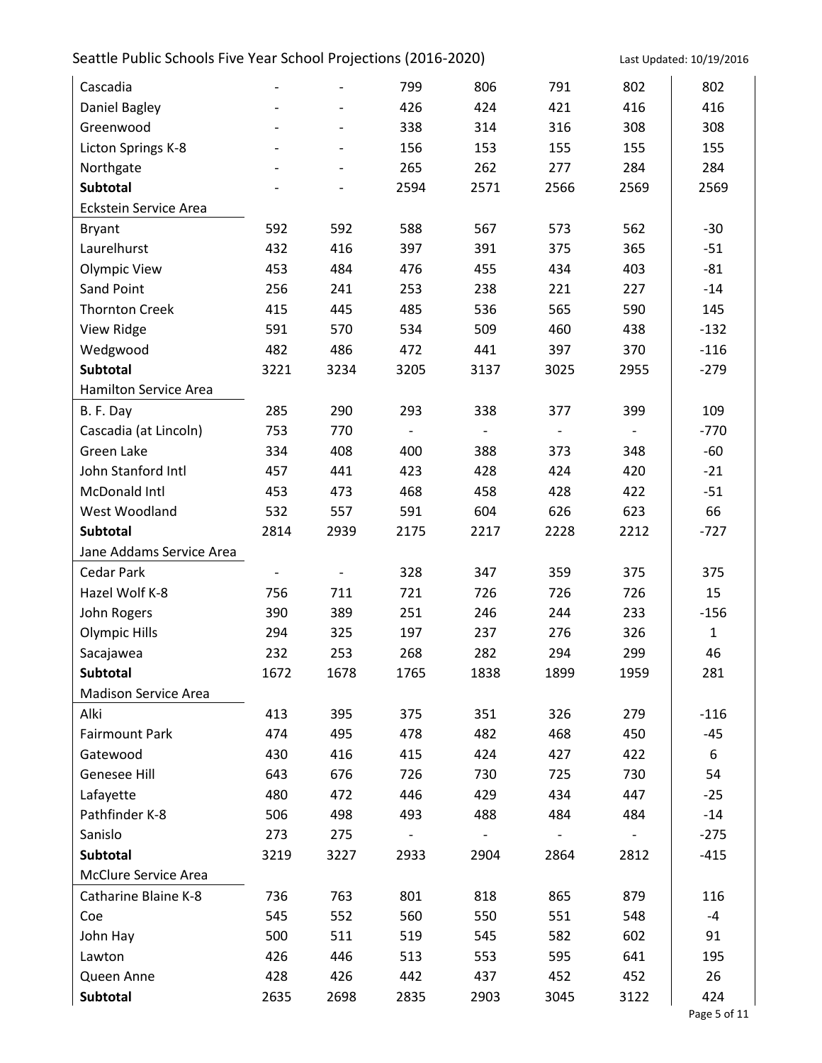| | | | | | | | |
|---|---|---|---|---|---|---|---|
| Cascadia | - | - | 799 | 806 | 791 | 802 | 802 |
| Daniel Bagley | - | - | 426 | 424 | 421 | 416 | 416 |
| Greenwood | - | - | 338 | 314 | 316 | 308 | 308 |
| Licton Springs K-8 | - | - | 156 | 153 | 155 | 155 | 155 |
| Northgate | - | - | 265 | 262 | 277 | 284 | 284 |
| **Subtotal** | - | - | 2594 | 2571 | 2566 | 2569 | 2569 |
| Eckstein Service Area | | | | | | | |
| Bryant | 592 | 592 | 588 | 567 | 573 | 562 | -30 |
| Laurelhurst | 432 | 416 | 397 | 391 | 375 | 365 | -51 |
| Olympic View | 453 | 484 | 476 | 455 | 434 | 403 | -81 |
| Sand Point | 256 | 241 | 253 | 238 | 221 | 227 | -14 |
| Thornton Creek | 415 | 445 | 485 | 536 | 565 | 590 | 145 |
| View Ridge | 591 | 570 | 534 | 509 | 460 | 438 | -132 |
| Wedgwood | 482 | 486 | 472 | 441 | 397 | 370 | -116 |
| **Subtotal** | 3221 | 3234 | 3205 | 3137 | 3025 | 2955 | -279 |
| Hamilton Service Area | | | | | | | |
| B. F. Day | 285 | 290 | 293 | 338 | 377 | 399 | 109 |
| Cascadia (at Lincoln) | 753 | 770 | - | - | - | - | -770 |
| Green Lake | 334 | 408 | 400 | 388 | 373 | 348 | -60 |
| John Stanford Intl | 457 | 441 | 423 | 428 | 424 | 420 | -21 |
| McDonald Intl | 453 | 473 | 468 | 458 | 428 | 422 | -51 |
| West Woodland | 532 | 557 | 591 | 604 | 626 | 623 | 66 |
| **Subtotal** | 2814 | 2939 | 2175 | 2217 | 2228 | 2212 | -727 |
| Jane Addams Service Area | | | | | | | |
| Cedar Park | - | - | 328 | 347 | 359 | 375 | 375 |
| Hazel Wolf K-8 | 756 | 711 | 721 | 726 | 726 | 726 | 15 |
| John Rogers | 390 | 389 | 251 | 246 | 244 | 233 | -156 |
| Olympic Hills | 294 | 325 | 197 | 237 | 276 | 326 | 1 |
| Sacajawea | 232 | 253 | 268 | 282 | 294 | 299 | 46 |
| **Subtotal** | 1672 | 1678 | 1765 | 1838 | 1899 | 1959 | 281 |
| Madison Service Area | | | | | | | |
| Alki | 413 | 395 | 375 | 351 | 326 | 279 | -116 |
| Fairmount Park | 474 | 495 | 478 | 482 | 468 | 450 | -45 |
| Gatewood | 430 | 416 | 415 | 424 | 427 | 422 | 6 |
| Genesee Hill | 643 | 676 | 726 | 730 | 725 | 730 | 54 |
| Lafayette | 480 | 472 | 446 | 429 | 434 | 447 | -25 |
| Pathfinder K-8 | 506 | 498 | 493 | 488 | 484 | 484 | -14 |
| Sanislo | 273 | 275 | - | - | - | - | -275 |
| **Subtotal** | 3219 | 3227 | 2933 | 2904 | 2864 | 2812 | -415 |
| McClure Service Area | | | | | | | |
| Catharine Blaine K-8 | 736 | 763 | 801 | 818 | 865 | 879 | 116 |
| Coe | 545 | 552 | 560 | 550 | 551 | 548 | -4 |
| John Hay | 500 | 511 | 519 | 545 | 582 | 602 | 91 |
| Lawton | 426 | 446 | 513 | 553 | 595 | 641 | 195 |
| Queen Anne | 428 | 426 | 442 | 437 | 452 | 452 | 26 |
| **Subtotal** | 2635 | 2698 | 2835 | 2903 | 3045 | 3122 | 424 |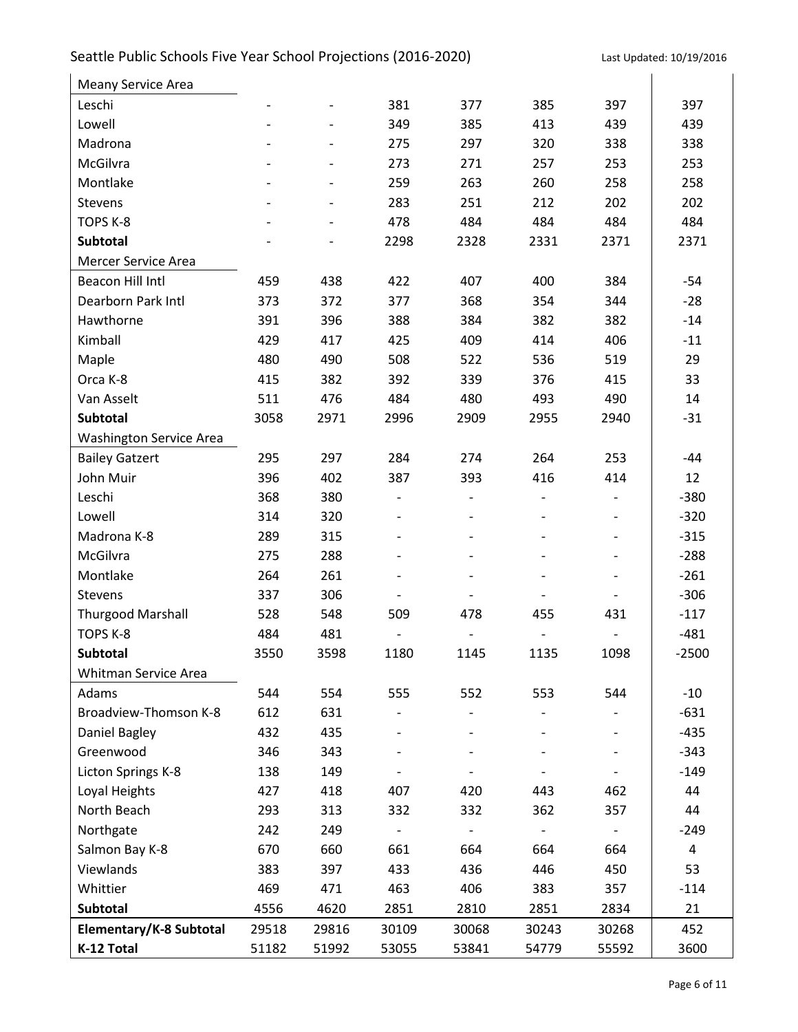| | | | | | | | |
|---|---|---|---|---|---|---|---|
| Meany Service Area | | | | | | | |
| Leschi | - | - | 381 | 377 | 385 | 397 | 397 |
| Lowell | - | - | 349 | 385 | 413 | 439 | 439 |
| Madrona | - | - | 275 | 297 | 320 | 338 | 338 |
| McGilvra | - | - | 273 | 271 | 257 | 253 | 253 |
| Montlake | - | - | 259 | 263 | 260 | 258 | 258 |
| Stevens | - | - | 283 | 251 | 212 | 202 | 202 |
| TOPS K-8 | - | - | 478 | 484 | 484 | 484 | 484 |
| **Subtotal** | - | - | 2298 | 2328 | 2331 | 2371 | 2371 |
| Mercer Service Area | | | | | | | |
| Beacon Hill Intl | 459 | 438 | 422 | 407 | 400 | 384 | -54 |
| Dearborn Park Intl | 373 | 372 | 377 | 368 | 354 | 344 | -28 |
| Hawthorne | 391 | 396 | 388 | 384 | 382 | 382 | -14 |
| Kimball | 429 | 417 | 425 | 409 | 414 | 406 | -11 |
| Maple | 480 | 490 | 508 | 522 | 536 | 519 | 29 |
| Orca K-8 | 415 | 382 | 392 | 339 | 376 | 415 | 33 |
| Van Asselt | 511 | 476 | 484 | 480 | 493 | 490 | 14 |
| **Subtotal** | 3058 | 2971 | 2996 | 2909 | 2955 | 2940 | -31 |
| Washington Service Area | | | | | | | |
| Bailey Gatzert | 295 | 297 | 284 | 274 | 264 | 253 | -44 |
| John Muir | 396 | 402 | 387 | 393 | 416 | 414 | 12 |
| Leschi | 368 | 380 | - | - | - | - | -380 |
| Lowell | 314 | 320 | - | - | - | - | -320 |
| Madrona K-8 | 289 | 315 | - | - | - | - | -315 |
| McGilvra | 275 | 288 | - | - | - | - | -288 |
| Montlake | 264 | 261 | - | - | - | - | -261 |
| Stevens | 337 | 306 | - | - | - | - | -306 |
| Thurgood Marshall | 528 | 548 | 509 | 478 | 455 | 431 | -117 |
| TOPS K-8 | 484 | 481 | - | - | - | - | -481 |
| **Subtotal** | 3550 | 3598 | 1180 | 1145 | 1135 | 1098 | -2500 |
| Whitman Service Area | | | | | | | |
| Adams | 544 | 554 | 555 | 552 | 553 | 544 | -10 |
| Broadview-Thomson K-8 | 612 | 631 | - | - | - | - | -631 |
| Daniel Bagley | 432 | 435 | - | - | - | - | -435 |
| Greenwood | 346 | 343 | - | - | - | - | -343 |
| Licton Springs K-8 | 138 | 149 | - | - | - | - | -149 |
| Loyal Heights | 427 | 418 | 407 | 420 | 443 | 462 | 44 |
| North Beach | 293 | 313 | 332 | 332 | 362 | 357 | 44 |
| Northgate | 242 | 249 | - | - | - | - | -249 |
| Salmon Bay K-8 | 670 | 660 | 661 | 664 | 664 | 664 | 4 |
| Viewlands | 383 | 397 | 433 | 436 | 446 | 450 | 53 |
| Whittier | 469 | 471 | 463 | 406 | 383 | 357 | -114 |
| **Subtotal** | 4556 | 4620 | 2851 | 2810 | 2851 | 2834 | 21 |
| **Elementary/K-8 Subtotal** | 29518 | 29816 | 30109 | 30068 | 30243 | 30268 | 452 |
| **K-12 Total** | 51182 | 51992 | 53055 | 53841 | 54779 | 55592 | 3600 |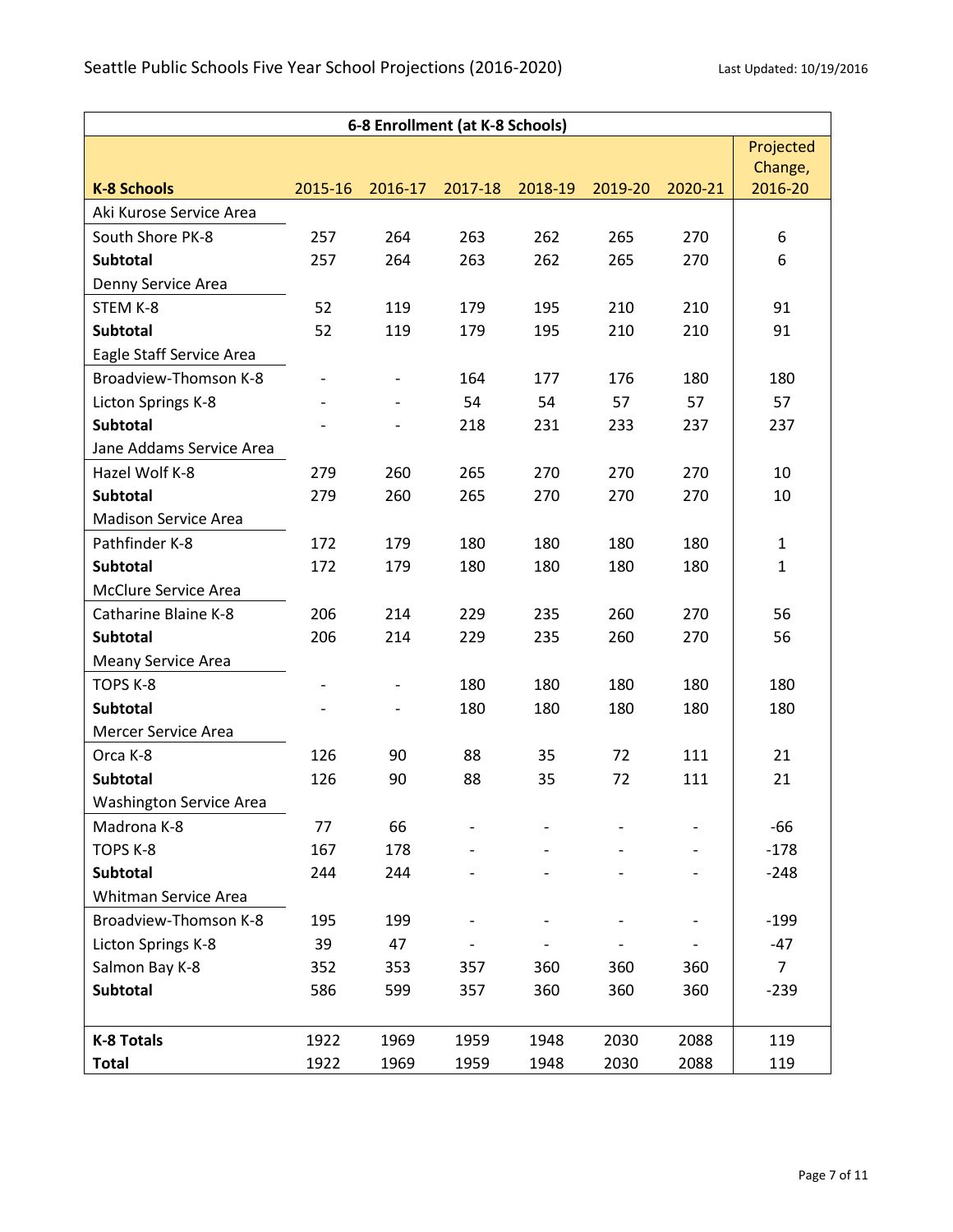Seattle Public Schools Five Year School Projections (2016-2020)

Last Updated: 10/19/2016

| 6-8 Enrollment (at K-8 Schools) | | | | | | | |
|---|---|---|---|---|---|---|---|
| **K-8 Schools** | 2015-16 | 2016-17 | 2017-18 | 2018-19 | 2019-20 | 2020-21 | Projected Change, 2016-20 |
| Aki Kurose Service Area | | | | | | | |
| South Shore PK-8 | 257 | 264 | 263 | 262 | 265 | 270 | 6 |
| **Subtotal** | 257 | 264 | 263 | 262 | 265 | 270 | 6 |
| Denny Service Area | | | | | | | |
| STEM K-8 | 52 | 119 | 179 | 195 | 210 | 210 | 91 |
| **Subtotal** | 52 | 119 | 179 | 195 | 210 | 210 | 91 |
| Eagle Staff Service Area | | | | | | | |
| Broadview-Thomson K-8 | - | - | 164 | 177 | 176 | 180 | 180 |
| Licton Springs K-8 | - | - | 54 | 54 | 57 | 57 | 57 |
| **Subtotal** | - | - | 218 | 231 | 233 | 237 | 237 |
| Jane Addams Service Area | | | | | | | |
| Hazel Wolf K-8 | 279 | 260 | 265 | 270 | 270 | 270 | 10 |
| **Subtotal** | 279 | 260 | 265 | 270 | 270 | 270 | 10 |
| Madison Service Area | | | | | | | |
| Pathfinder K-8 | 172 | 179 | 180 | 180 | 180 | 180 | 1 |
| **Subtotal** | 172 | 179 | 180 | 180 | 180 | 180 | 1 |
| McClure Service Area | | | | | | | |
| Catharine Blaine K-8 | 206 | 214 | 229 | 235 | 260 | 270 | 56 |
| **Subtotal** | 206 | 214 | 229 | 235 | 260 | 270 | 56 |
| Meany Service Area | | | | | | | |
| TOPS K-8 | - | - | 180 | 180 | 180 | 180 | 180 |
| **Subtotal** | - | - | 180 | 180 | 180 | 180 | 180 |
| Mercer Service Area | | | | | | | |
| Orca K-8 | 126 | 90 | 88 | 35 | 72 | 111 | 21 |
| **Subtotal** | 126 | 90 | 88 | 35 | 72 | 111 | 21 |
| Washington Service Area | | | | | | | |
| Madrona K-8 | 77 | 66 | - | - | - | - | -66 |
| TOPS K-8 | 167 | 178 | - | - | - | - | -178 |
| **Subtotal** | 244 | 244 | - | - | - | - | -248 |
| Whitman Service Area | | | | | | | |
| Broadview-Thomson K-8 | 195 | 199 | - | - | - | - | -199 |
| Licton Springs K-8 | 39 | 47 | - | - | - | - | -47 |
| Salmon Bay K-8 | 352 | 353 | 357 | 360 | 360 | 360 | 7 |
| **Subtotal** | 586 | 599 | 357 | 360 | 360 | 360 | -239 |
| **K-8 Totals** | 1922 | 1969 | 1959 | 1948 | 2030 | 2088 | 119 |
| **Total** | 1922 | 1969 | 1959 | 1948 | 2030 | 2088 | 119 |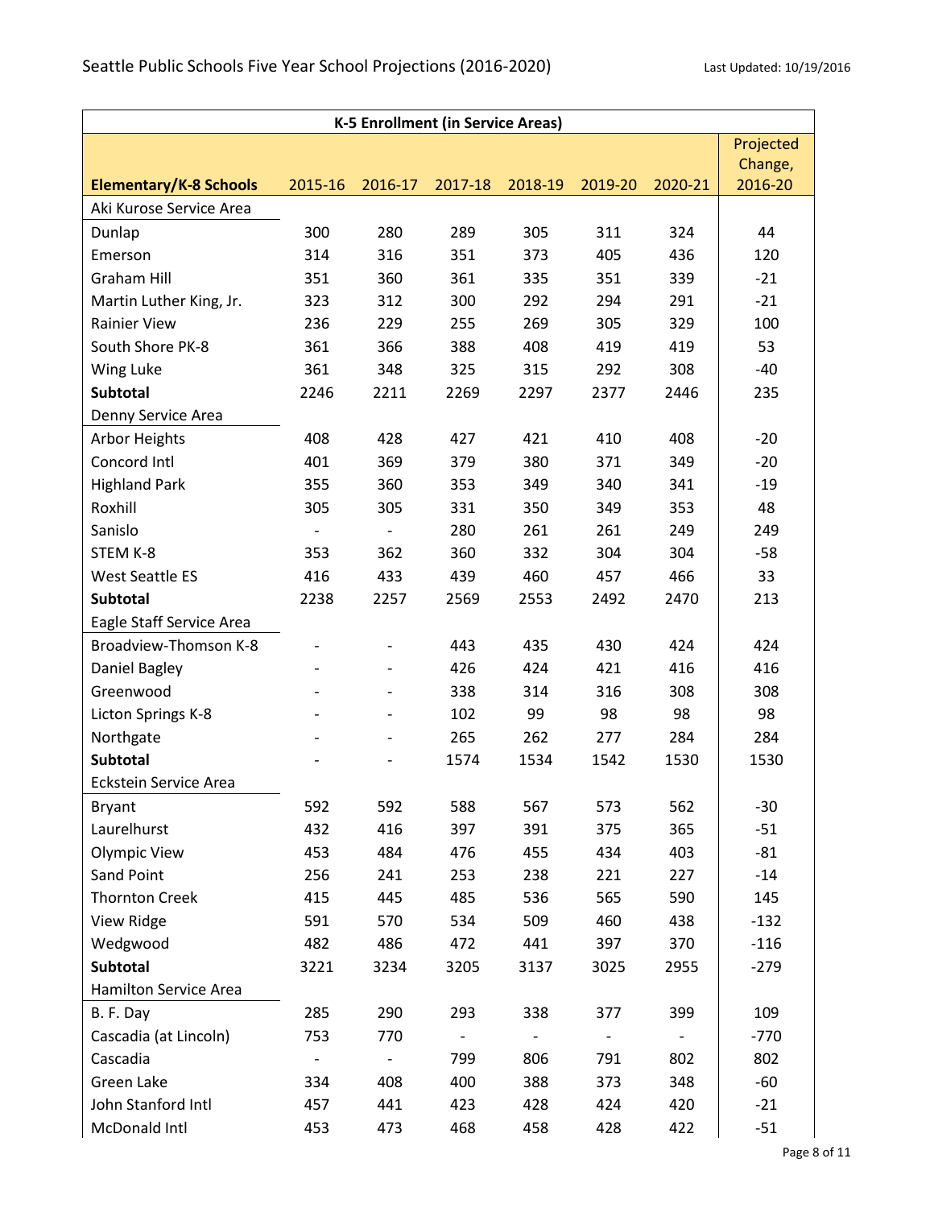# Seattle Public Schools Five Year School Projections (2016-2020)

Last Updated: 10/19/2016

| K-5 Enrollment (in Service Areas) | | | | | | | |
|---|---|---|---|---|---|---|---|
| **Elementary/K-8 Schools** | 2015-16 | 2016-17 | 2017-18 | 2018-19 | 2019-20 | 2020-21 | Projected Change, 2016-20 |
| Aki Kurose Service Area | | | | | | | |
| Dunlap | 300 | 280 | 289 | 305 | 311 | 324 | 44 |
| Emerson | 314 | 316 | 351 | 373 | 405 | 436 | 120 |
| Graham Hill | 351 | 360 | 361 | 335 | 351 | 339 | -21 |
| Martin Luther King, Jr. | 323 | 312 | 300 | 292 | 294 | 291 | -21 |
| Rainier View | 236 | 229 | 255 | 269 | 305 | 329 | 100 |
| South Shore PK-8 | 361 | 366 | 388 | 408 | 419 | 419 | 53 |
| Wing Luke | 361 | 348 | 325 | 315 | 292 | 308 | -40 |
| **Subtotal** | 2246 | 2211 | 2269 | 2297 | 2377 | 2446 | 235 |
| Denny Service Area | | | | | | | |
| Arbor Heights | 408 | 428 | 427 | 421 | 410 | 408 | -20 |
| Concord Intl | 401 | 369 | 379 | 380 | 371 | 349 | -20 |
| Highland Park | 355 | 360 | 353 | 349 | 340 | 341 | -19 |
| Roxhill | 305 | 305 | 331 | 350 | 349 | 353 | 48 |
| Sanislo | - | - | 280 | 261 | 261 | 249 | 249 |
| STEM K-8 | 353 | 362 | 360 | 332 | 304 | 304 | -58 |
| West Seattle ES | 416 | 433 | 439 | 460 | 457 | 466 | 33 |
| **Subtotal** | 2238 | 2257 | 2569 | 2553 | 2492 | 2470 | 213 |
| Eagle Staff Service Area | | | | | | | |
| Broadview-Thomson K-8 | - | - | 443 | 435 | 430 | 424 | 424 |
| Daniel Bagley | - | - | 426 | 424 | 421 | 416 | 416 |
| Greenwood | - | - | 338 | 314 | 316 | 308 | 308 |
| Licton Springs K-8 | - | - | 102 | 99 | 98 | 98 | 98 |
| Northgate | - | - | 265 | 262 | 277 | 284 | 284 |
| **Subtotal** | - | - | 1574 | 1534 | 1542 | 1530 | 1530 |
| Eckstein Service Area | | | | | | | |
| Bryant | 592 | 592 | 588 | 567 | 573 | 562 | -30 |
| Laurelhurst | 432 | 416 | 397 | 391 | 375 | 365 | -51 |
| Olympic View | 453 | 484 | 476 | 455 | 434 | 403 | -81 |
| Sand Point | 256 | 241 | 253 | 238 | 221 | 227 | -14 |
| Thornton Creek | 415 | 445 | 485 | 536 | 565 | 590 | 145 |
| View Ridge | 591 | 570 | 534 | 509 | 460 | 438 | -132 |
| Wedgwood | 482 | 486 | 472 | 441 | 397 | 370 | -116 |
| **Subtotal** | 3221 | 3234 | 3205 | 3137 | 3025 | 2955 | -279 |
| Hamilton Service Area | | | | | | | |
| B. F. Day | 285 | 290 | 293 | 338 | 377 | 399 | 109 |
| Cascadia (at Lincoln) | 753 | 770 | - | - | - | - | -770 |
| Cascadia | - | - | 799 | 806 | 791 | 802 | 802 |
| Green Lake | 334 | 408 | 400 | 388 | 373 | 348 | -60 |
| John Stanford Intl | 457 | 441 | 423 | 428 | 424 | 420 | -21 |
| McDonald Intl | 453 | 473 | 468 | 458 | 428 | 422 | -51 |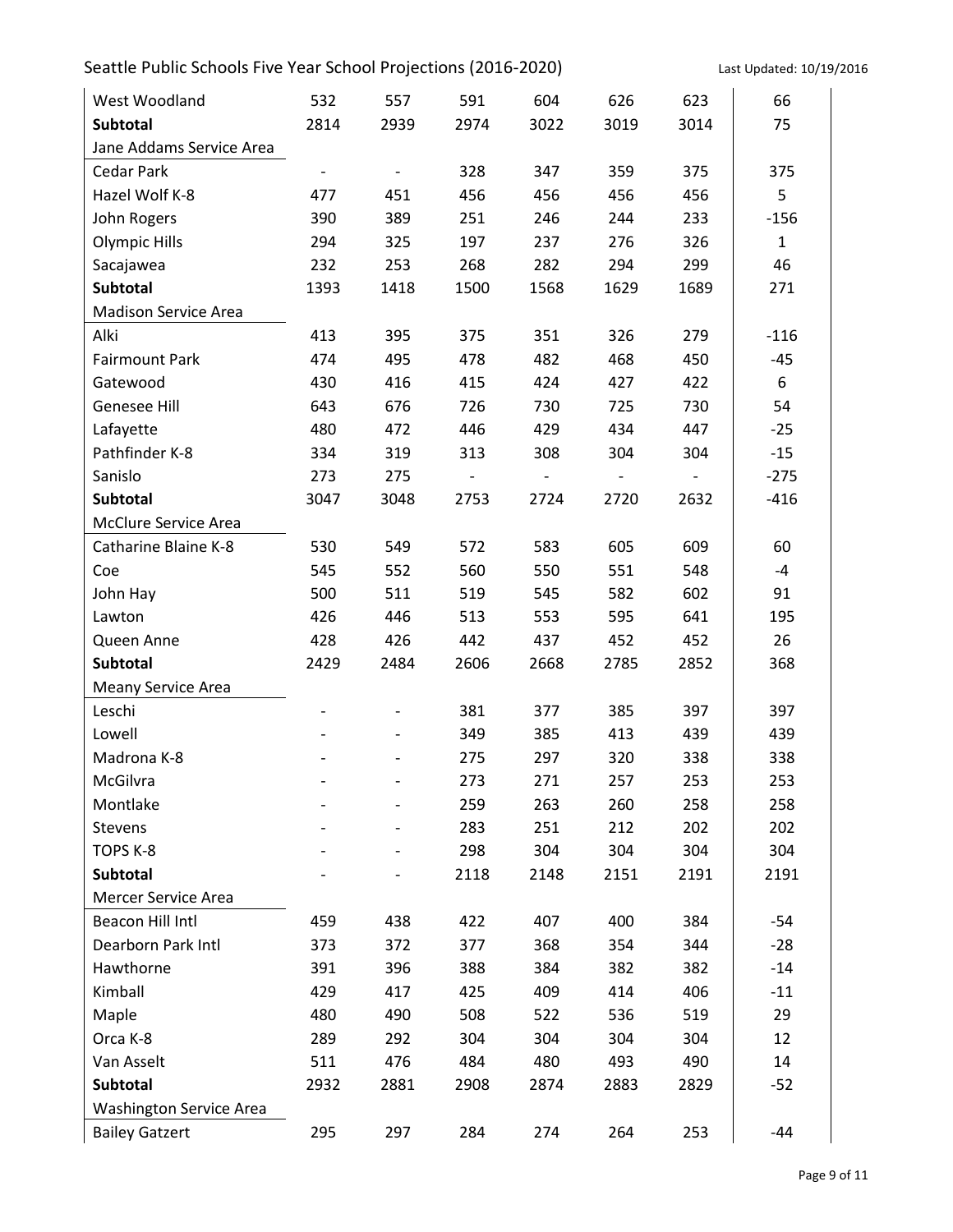| | | | | | | | |
|---|---|---|---|---|---|---|---|
| West Woodland | 532 | 557 | 591 | 604 | 626 | 623 | 66 |
| **Subtotal** | 2814 | 2939 | 2974 | 3022 | 3019 | 3014 | 75 |
| Jane Addams Service Area | | | | | | | |
| Cedar Park | - | - | 328 | 347 | 359 | 375 | 375 |
| Hazel Wolf K-8 | 477 | 451 | 456 | 456 | 456 | 456 | 5 |
| John Rogers | 390 | 389 | 251 | 246 | 244 | 233 | -156 |
| Olympic Hills | 294 | 325 | 197 | 237 | 276 | 326 | 1 |
| Sacajawea | 232 | 253 | 268 | 282 | 294 | 299 | 46 |
| **Subtotal** | 1393 | 1418 | 1500 | 1568 | 1629 | 1689 | 271 |
| Madison Service Area | | | | | | | |
| Alki | 413 | 395 | 375 | 351 | 326 | 279 | -116 |
| Fairmount Park | 474 | 495 | 478 | 482 | 468 | 450 | -45 |
| Gatewood | 430 | 416 | 415 | 424 | 427 | 422 | 6 |
| Genesee Hill | 643 | 676 | 726 | 730 | 725 | 730 | 54 |
| Lafayette | 480 | 472 | 446 | 429 | 434 | 447 | -25 |
| Pathfinder K-8 | 334 | 319 | 313 | 308 | 304 | 304 | -15 |
| Sanislo | 273 | 275 | - | - | - | - | -275 |
| **Subtotal** | 3047 | 3048 | 2753 | 2724 | 2720 | 2632 | -416 |
| McClure Service Area | | | | | | | |
| Catharine Blaine K-8 | 530 | 549 | 572 | 583 | 605 | 609 | 60 |
| Coe | 545 | 552 | 560 | 550 | 551 | 548 | -4 |
| John Hay | 500 | 511 | 519 | 545 | 582 | 602 | 91 |
| Lawton | 426 | 446 | 513 | 553 | 595 | 641 | 195 |
| Queen Anne | 428 | 426 | 442 | 437 | 452 | 452 | 26 |
| **Subtotal** | 2429 | 2484 | 2606 | 2668 | 2785 | 2852 | 368 |
| Meany Service Area | | | | | | | |
| Leschi | - | - | 381 | 377 | 385 | 397 | 397 |
| Lowell | - | - | 349 | 385 | 413 | 439 | 439 |
| Madrona K-8 | - | - | 275 | 297 | 320 | 338 | 338 |
| McGilvra | - | - | 273 | 271 | 257 | 253 | 253 |
| Montlake | - | - | 259 | 263 | 260 | 258 | 258 |
| Stevens | - | - | 283 | 251 | 212 | 202 | 202 |
| TOPS K-8 | - | - | 298 | 304 | 304 | 304 | 304 |
| **Subtotal** | - | - | 2118 | 2148 | 2151 | 2191 | 2191 |
| Mercer Service Area | | | | | | | |
| Beacon Hill Intl | 459 | 438 | 422 | 407 | 400 | 384 | -54 |
| Dearborn Park Intl | 373 | 372 | 377 | 368 | 354 | 344 | -28 |
| Hawthorne | 391 | 396 | 388 | 384 | 382 | 382 | -14 |
| Kimball | 429 | 417 | 425 | 409 | 414 | 406 | -11 |
| Maple | 480 | 490 | 508 | 522 | 536 | 519 | 29 |
| Orca K-8 | 289 | 292 | 304 | 304 | 304 | 304 | 12 |
| Van Asselt | 511 | 476 | 484 | 480 | 493 | 490 | 14 |
| **Subtotal** | 2932 | 2881 | 2908 | 2874 | 2883 | 2829 | -52 |
| Washington Service Area | | | | | | | |
| Bailey Gatzert | 295 | 297 | 284 | 274 | 264 | 253 | -44 |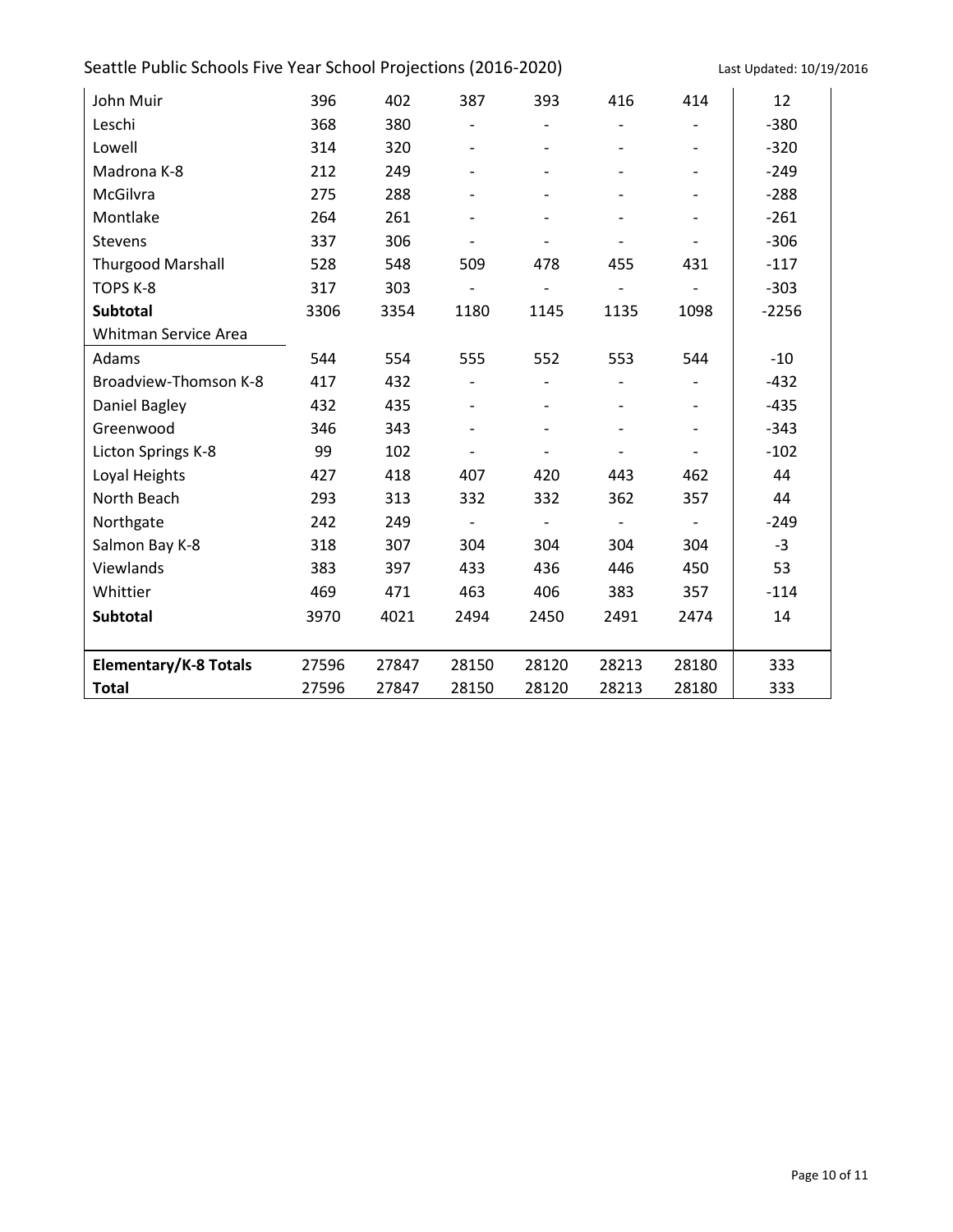| | | | | | | | |
|---|---|---|---|---|---|---|---|
| John Muir | 396 | 402 | 387 | 393 | 416 | 414 | 12 |
| Leschi | 368 | 380 | - | - | - | - | -380 |
| Lowell | 314 | 320 | - | - | - | - | -320 |
| Madrona K-8 | 212 | 249 | - | - | - | - | -249 |
| McGilvra | 275 | 288 | - | - | - | - | -288 |
| Montlake | 264 | 261 | - | - | - | - | -261 |
| Stevens | 337 | 306 | - | - | - | - | -306 |
| Thurgood Marshall | 528 | 548 | 509 | 478 | 455 | 431 | -117 |
| TOPS K-8 | 317 | 303 | - | - | - | - | -303 |
| **Subtotal** | 3306 | 3354 | 1180 | 1145 | 1135 | 1098 | -2256 |
| Whitman Service Area | | | | | | | |
| Adams | 544 | 554 | 555 | 552 | 553 | 544 | -10 |
| Broadview-Thomson K-8 | 417 | 432 | - | - | - | - | -432 |
| Daniel Bagley | 432 | 435 | - | - | - | - | -435 |
| Greenwood | 346 | 343 | - | - | - | - | -343 |
| Licton Springs K-8 | 99 | 102 | - | - | - | - | -102 |
| Loyal Heights | 427 | 418 | 407 | 420 | 443 | 462 | 44 |
| North Beach | 293 | 313 | 332 | 332 | 362 | 357 | 44 |
| Northgate | 242 | 249 | - | - | - | - | -249 |
| Salmon Bay K-8 | 318 | 307 | 304 | 304 | 304 | 304 | -3 |
| Viewlands | 383 | 397 | 433 | 436 | 446 | 450 | 53 |
| Whittier | 469 | 471 | 463 | 406 | 383 | 357 | -114 |
| **Subtotal** | 3970 | 4021 | 2494 | 2450 | 2491 | 2474 | 14 |
| | | | | | | | |
| **Elementary/K-8 Totals** | 27596 | 27847 | 28150 | 28120 | 28213 | 28180 | 333 |
| **Total** | 27596 | 27847 | 28150 | 28120 | 28213 | 28180 | 333 |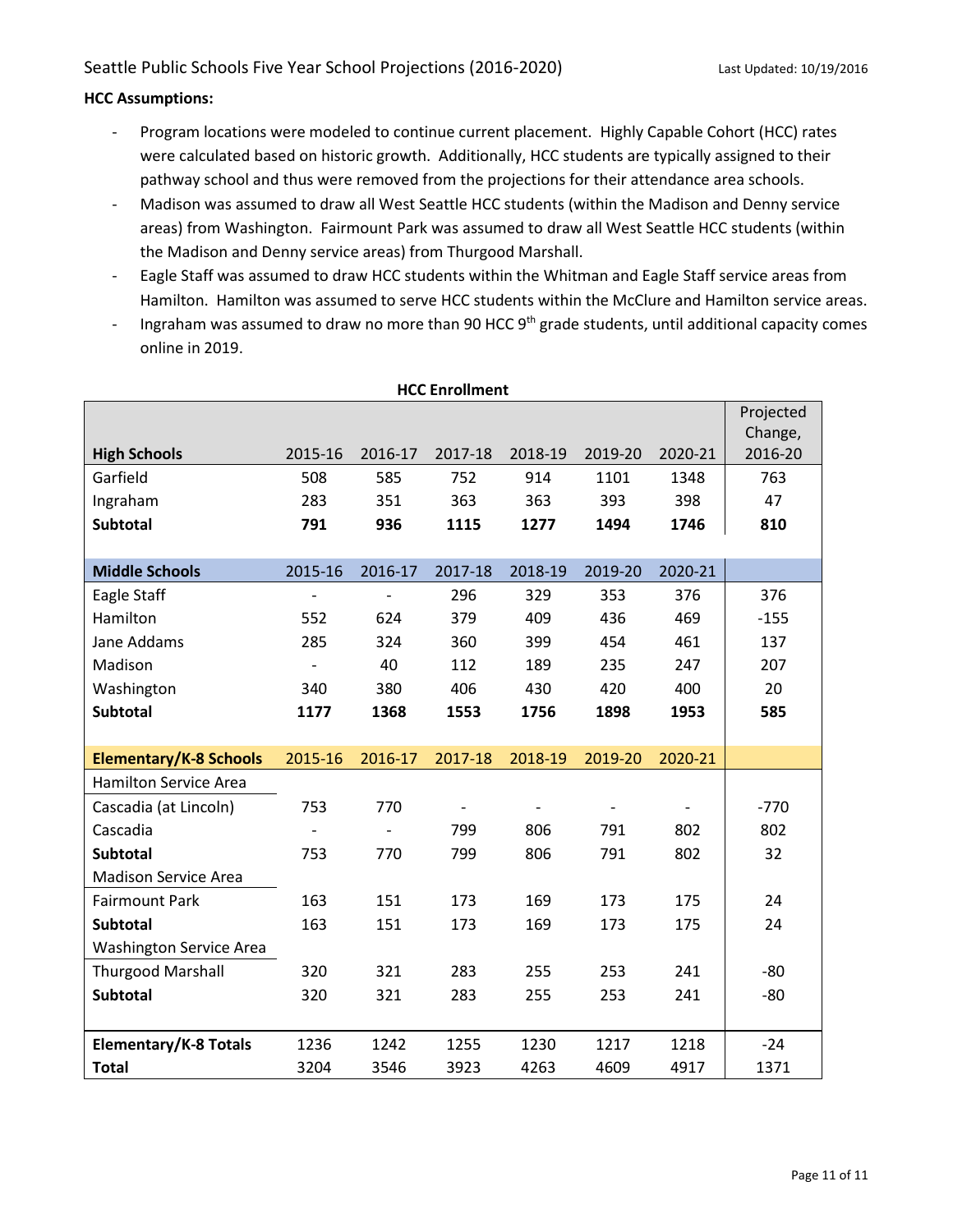**HCC Assumptions:**

- Program locations were modeled to continue current placement. Highly Capable Cohort (HCC) rates were calculated based on historic growth. Additionally, HCC students are typically assigned to their pathway school and thus were removed from the projections for their attendance area schools.
- Madison was assumed to draw all West Seattle HCC students (within the Madison and Denny service areas) from Washington. Fairmount Park was assumed to draw all West Seattle HCC students (within the Madison and Denny service areas) from Thurgood Marshall.
- Eagle Staff was assumed to draw HCC students within the Whitman and Eagle Staff service areas from Hamilton. Hamilton was assumed to serve HCC students within the McClure and Hamilton service areas.
- Ingraham was assumed to draw no more than 90 HCC 9th grade students, until additional capacity comes online in 2019.

**HCC Enrollment**

| **High Schools** | 2015-16 | 2016-17 | 2017-18 | 2018-19 | 2019-20 | 2020-21 | Projected Change, 2016-20 |
|---|---|---|---|---|---|---|---|
| Garfield | 508 | 585 | 752 | 914 | 1101 | 1348 | 763 |
| Ingraham | 283 | 351 | 363 | 363 | 393 | 398 | 47 |
| **Subtotal** | **791** | **936** | **1115** | **1277** | **1494** | **1746** | **810** |
| | | | | | | | |
| **Middle Schools** | 2015-16 | 2016-17 | 2017-18 | 2018-19 | 2019-20 | 2020-21 | |
| Eagle Staff | - | - | 296 | 329 | 353 | 376 | 376 |
| Hamilton | 552 | 624 | 379 | 409 | 436 | 469 | -155 |
| Jane Addams | 285 | 324 | 360 | 399 | 454 | 461 | 137 |
| Madison | - | 40 | 112 | 189 | 235 | 247 | 207 |
| Washington | 340 | 380 | 406 | 430 | 420 | 400 | 20 |
| **Subtotal** | **1177** | **1368** | **1553** | **1756** | **1898** | **1953** | **585** |
| | | | | | | | |
| **Elementary/K-8 Schools** | 2015-16 | 2016-17 | 2017-18 | 2018-19 | 2019-20 | 2020-21 | |
| Hamilton Service Area | | | | | | | |
| Cascadia (at Lincoln) | 753 | 770 | - | - | - | - | -770 |
| Cascadia | - | - | 799 | 806 | 791 | 802 | 802 |
| **Subtotal** | 753 | 770 | 799 | 806 | 791 | 802 | 32 |
| Madison Service Area | | | | | | | |
| Fairmount Park | 163 | 151 | 173 | 169 | 173 | 175 | 24 |
| **Subtotal** | 163 | 151 | 173 | 169 | 173 | 175 | 24 |
| Washington Service Area | | | | | | | |
| Thurgood Marshall | 320 | 321 | 283 | 255 | 253 | 241 | -80 |
| **Subtotal** | 320 | 321 | 283 | 255 | 253 | 241 | -80 |
| | | | | | | | |
| **Elementary/K-8 Totals** | 1236 | 1242 | 1255 | 1230 | 1217 | 1218 | -24 |
| **Total** | 3204 | 3546 | 3923 | 4263 | 4609 | 4917 | 1371 |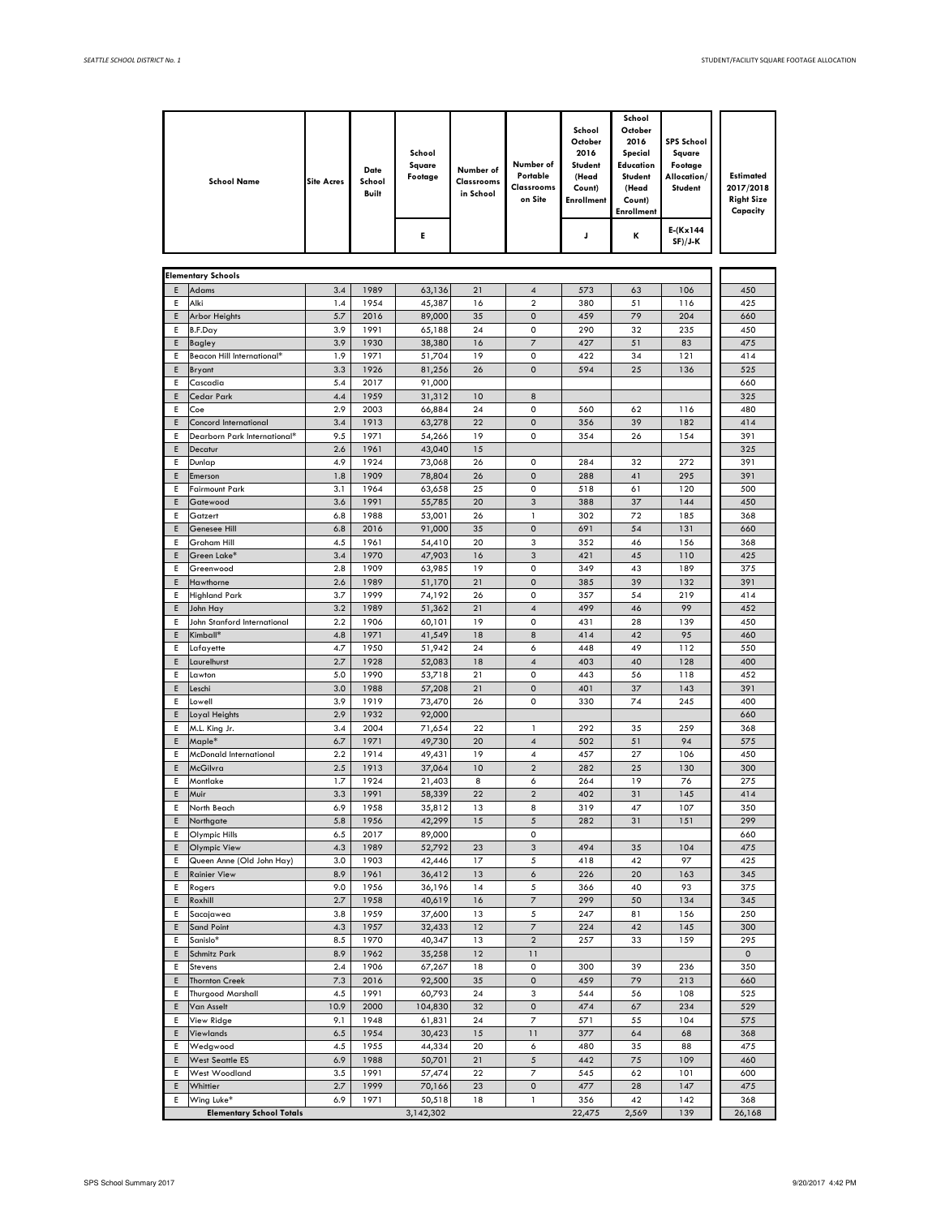| | School Name | Site Acres | Date School Built | School Square Footage | Number of Classrooms in School | Number of Portable Classrooms on Site | School October 2016 Student (Head Count) Enrollment | School October 2016 Special Education Student (Head Count) Enrollment | SPS School Square Footage Allocation/ Student | Estimated 2017/2018 Right Size Capacity |
|---|---|---|---|---|---|---|---|---|---|---|
| | | | | E | | | J | K | E-(Kx144 SF)/J-K | |
| | **Elementary Schools** | | | | | | | | | |
| E | Adams | 3.4 | 1989 | 63,136 | 21 | 4 | 573 | 63 | 106 | 450 |
| E | Alki | 1.4 | 1954 | 45,387 | 16 | 2 | 380 | 51 | 116 | 425 |
| E | Arbor Heights | 5.7 | 2016 | 89,000 | 35 | 0 | 459 | 79 | 204 | 660 |
| E | B.F.Day | 3.9 | 1991 | 65,188 | 24 | 0 | 290 | 32 | 235 | 450 |
| E | Bagley | 3.9 | 1930 | 38,380 | 16 | 7 | 427 | 51 | 83 | 475 |
| E | Beacon Hill International* | 1.9 | 1971 | 51,704 | 19 | 0 | 422 | 34 | 121 | 414 |
| E | Bryant | 3.3 | 1926 | 81,256 | 26 | 0 | 594 | 25 | 136 | 525 |
| E | Cascadia | 5.4 | 2017 | 91,000 | | | | | | 660 |
| E | Cedar Park | 4.4 | 1959 | 31,312 | 10 | 8 | | | | 325 |
| E | Coe | 2.9 | 2003 | 66,884 | 24 | 0 | 560 | 62 | 116 | 480 |
| E | Concord International | 3.4 | 1913 | 63,278 | 22 | 0 | 356 | 39 | 182 | 414 |
| E | Dearborn Park International* | 9.5 | 1971 | 54,266 | 19 | 0 | 354 | 26 | 154 | 391 |
| E | Decatur | 2.6 | 1961 | 43,040 | 15 | | | | | 325 |
| E | Dunlap | 4.9 | 1924 | 73,068 | 26 | 0 | 284 | 32 | 272 | 391 |
| E | Emerson | 1.8 | 1909 | 78,804 | 26 | 0 | 288 | 41 | 295 | 391 |
| E | Fairmount Park | 3.1 | 1964 | 63,658 | 25 | 0 | 518 | 61 | 120 | 500 |
| E | Gatewood | 3.6 | 1991 | 55,785 | 20 | 3 | 388 | 37 | 144 | 450 |
| E | Gatzert | 6.8 | 1988 | 53,001 | 26 | 1 | 302 | 72 | 185 | 368 |
| E | Genesee Hill | 6.8 | 2016 | 91,000 | 35 | 0 | 691 | 54 | 131 | 660 |
| E | Graham Hill | 4.5 | 1961 | 54,410 | 20 | 3 | 352 | 46 | 156 | 368 |
| E | Green Lake* | 3.4 | 1970 | 47,903 | 16 | 3 | 421 | 45 | 110 | 425 |
| E | Greenwood | 2.8 | 1909 | 63,985 | 19 | 0 | 349 | 43 | 189 | 375 |
| E | Hawthorne | 2.6 | 1989 | 51,170 | 21 | 0 | 385 | 39 | 132 | 391 |
| E | Highland Park | 3.7 | 1999 | 74,192 | 26 | 0 | 357 | 54 | 219 | 414 |
| E | John Hay | 3.2 | 1989 | 51,362 | 21 | 4 | 499 | 46 | 99 | 452 |
| E | John Stanford International | 2.2 | 1906 | 60,101 | 19 | 0 | 431 | 28 | 139 | 450 |
| E | Kimball* | 4.8 | 1971 | 41,549 | 18 | 8 | 414 | 42 | 95 | 460 |
| E | Lafayette | 4.7 | 1950 | 51,942 | 24 | 6 | 448 | 49 | 112 | 550 |
| E | Laurelhurst | 2.7 | 1928 | 52,083 | 18 | 4 | 403 | 40 | 128 | 400 |
| E | Lawton | 5.0 | 1990 | 53,718 | 21 | 0 | 443 | 56 | 118 | 452 |
| E | Leschi | 3.0 | 1988 | 57,208 | 21 | 0 | 401 | 37 | 143 | 391 |
| E | Lowell | 3.9 | 1919 | 73,470 | 26 | 0 | 330 | 74 | 245 | 400 |
| E | Loyal Heights | 2.9 | 1932 | 92,000 | | | | | | 660 |
| E | M.L. King Jr. | 3.4 | 2004 | 71,654 | 22 | 1 | 292 | 35 | 259 | 368 |
| E | Maple* | 6.7 | 1971 | 49,730 | 20 | 4 | 502 | 51 | 94 | 575 |
| E | McDonald International | 2.2 | 1914 | 49,431 | 19 | 4 | 457 | 27 | 106 | 450 |
| E | McGilvra | 2.5 | 1913 | 37,064 | 10 | 2 | 282 | 25 | 130 | 300 |
| E | Montlake | 1.7 | 1924 | 21,403 | 8 | 6 | 264 | 19 | 76 | 275 |
| E | Muir | 3.3 | 1991 | 58,339 | 22 | 2 | 402 | 31 | 145 | 414 |
| E | North Beach | 6.9 | 1958 | 35,812 | 13 | 8 | 319 | 47 | 107 | 350 |
| E | Northgate | 5.8 | 1956 | 42,299 | 15 | 5 | 282 | 31 | 151 | 299 |
| E | Olympic Hills | 6.5 | 2017 | 89,000 | | 0 | | | | 660 |
| E | Olympic View | 4.3 | 1989 | 52,792 | 23 | 3 | 494 | 35 | 104 | 475 |
| E | Queen Anne (Old John Hay) | 3.0 | 1903 | 42,446 | 17 | 5 | 418 | 42 | 97 | 425 |
| E | Rainier View | 8.9 | 1961 | 36,412 | 13 | 6 | 226 | 20 | 163 | 345 |
| E | Rogers | 9.0 | 1956 | 36,196 | 14 | 5 | 366 | 40 | 93 | 375 |
| E | Roxhill | 2.7 | 1958 | 40,619 | 16 | 7 | 299 | 50 | 134 | 345 |
| E | Sacajawea | 3.8 | 1959 | 37,600 | 13 | 5 | 247 | 81 | 156 | 250 |
| E | Sand Point | 4.3 | 1957 | 32,433 | 12 | 7 | 224 | 42 | 145 | 300 |
| E | Sanislo* | 8.5 | 1970 | 40,347 | 13 | 2 | 257 | 33 | 159 | 295 |
| E | Schmitz Park | 8.9 | 1962 | 35,258 | 12 | 11 | | | | 0 |
| E | Stevens | 2.4 | 1906 | 67,267 | 18 | 0 | 300 | 39 | 236 | 350 |
| E | Thornton Creek | 7.3 | 2016 | 92,500 | 35 | 0 | 459 | 79 | 213 | 660 |
| E | Thurgood Marshall | 4.5 | 1991 | 60,793 | 24 | 3 | 544 | 56 | 108 | 525 |
| E | Van Asselt | 10.9 | 2000 | 104,830 | 32 | 0 | 474 | 67 | 234 | 529 |
| E | View Ridge | 9.1 | 1948 | 61,831 | 24 | 7 | 571 | 55 | 104 | 575 |
| E | Viewlands | 6.5 | 1954 | 30,423 | 15 | 11 | 377 | 64 | 68 | 368 |
| E | Wedgwood | 4.5 | 1955 | 44,334 | 20 | 6 | 480 | 35 | 88 | 475 |
| E | West Seattle ES | 6.9 | 1988 | 50,701 | 21 | 5 | 442 | 75 | 109 | 460 |
| E | West Woodland | 3.5 | 1991 | 57,474 | 22 | 7 | 545 | 62 | 101 | 600 |
| E | Whittier | 2.7 | 1999 | 70,166 | 23 | 0 | 477 | 28 | 147 | 475 |
| E | Wing Luke* | 6.9 | 1971 | 50,518 | 18 | 1 | 356 | 42 | 142 | 368 |
| | **Elementary School Totals** | | | 3,142,302 | | | 22,475 | 2,569 | 139 | 26,168 |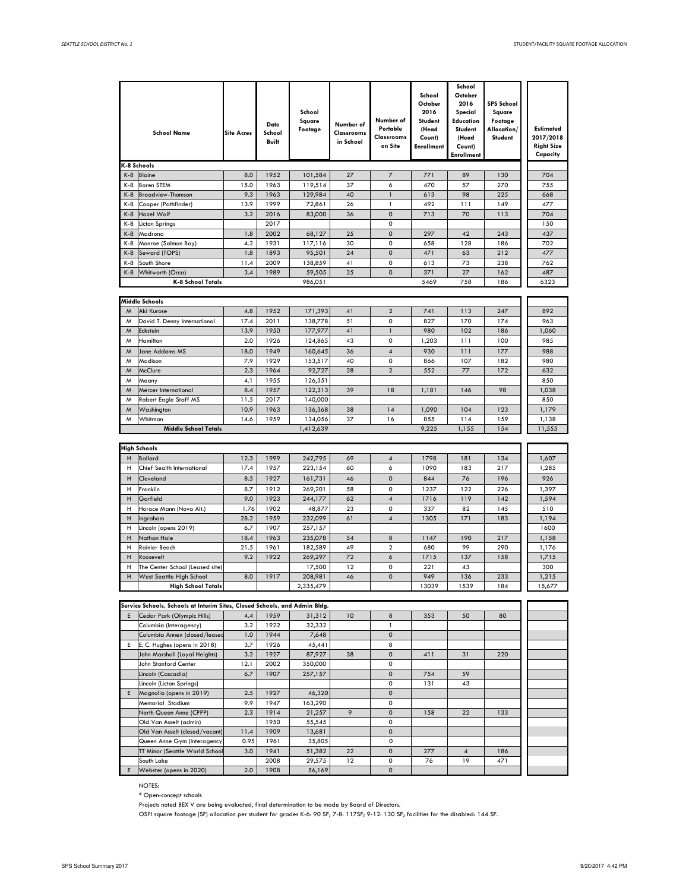| | School Name | Site Acres | Date School Built | School Square Footage | Number of Classrooms in School | Number of Portable Classrooms on Site | School October 2016 Student (Head Count) Enrollment | School October 2016 Special Education Student (Head Count) Enrollment | SPS School Square Footage Allocation/ Student | Estimated 2017/2018 Right Size Capacity |
|---|---|---|---|---|---|---|---|---|---|---|
| **K-8 Schools** | | | | | | | | | | |
| K-8 | Blaine | 8.0 | 1952 | 101,584 | 27 | 7 | 771 | 89 | 130 | 704 |
| K-8 | Boren STEM | 15.0 | 1963 | 119,514 | 37 | 6 | 470 | 57 | 270 | 755 |
| K-8 | Broadview-Thomson | 9.3 | 1963 | 129,984 | 40 | 1 | 613 | 98 | 225 | 668 |
| K-8 | Cooper (Pathfinder) | 13.9 | 1999 | 72,861 | 26 | 1 | 492 | 111 | 149 | 477 |
| K-8 | Hazel Wolf | 3.2 | 2016 | 83,000 | 36 | 0 | 713 | 70 | 113 | 704 |
| K-8 | Licton Springs | | 2017 | | | 0 | | | | 150 |
| K-8 | Madrona | 1.8 | 2002 | 68,127 | 25 | 0 | 297 | 42 | 243 | 437 |
| K-8 | Monroe (Salmon Bay) | 4.2 | 1931 | 117,116 | 30 | 0 | 658 | 128 | 186 | 702 |
| K-8 | Seward (TOPS) | 1.8 | 1893 | 95,501 | 24 | 0 | 471 | 63 | 212 | 477 |
| K-8 | South Shore | 11.4 | 2009 | 138,859 | 41 | 0 | 613 | 73 | 238 | 762 |
| K-8 | Whitworth (Orca) | 3.4 | 1989 | 59,505 | 25 | 0 | 371 | 27 | 162 | 487 |
| | **K-8 School Totals** | | | 986,051 | | | 5469 | 758 | 186 | 6323 |
| **Middle Schools** | | | | | | | | | | |
| M | Aki Kurose | 4.8 | 1952 | 171,393 | 41 | 2 | 741 | 113 | 247 | 892 |
| M | David T. Denny International | 17.4 | 2011 | 138,778 | 51 | 0 | 827 | 170 | 174 | 963 |
| M | Eckstein | 13.9 | 1950 | 177,977 | 41 | 1 | 980 | 102 | 186 | 1,060 |
| M | Hamilton | 2.0 | 1926 | 124,865 | 43 | 0 | 1,203 | 111 | 100 | 985 |
| M | Jane Addams MS | 18.0 | 1949 | 160,645 | 36 | 4 | 930 | 111 | 177 | 988 |
| M | Madison | 7.9 | 1929 | 153,517 | 40 | 0 | 866 | 107 | 182 | 980 |
| M | McClure | 2.3 | 1964 | 92,727 | 28 | 2 | 552 | 77 | 172 | 632 |
| M | Meany | 4.1 | 1955 | 126,351 | | | | | | 850 |
| M | Mercer International | 8.4 | 1957 | 122,313 | 39 | 18 | 1,181 | 146 | 98 | 1,038 |
| M | Robert Eagle Staff MS | 11.5 | 2017 | 140,000 | | | | | | 850 |
| M | Washington | 10.9 | 1963 | 136,368 | 38 | 14 | 1,090 | 104 | 123 | 1,179 |
| M | Whitman | 14.6 | 1959 | 134,056 | 37 | 16 | 855 | 114 | 159 | 1,138 |
| | **Middle School Totals** | | | 1,412,639 | | | 9,225 | 1,155 | 154 | 11,555 |
| **High Schools** | | | | | | | | | | |
| H | Ballard | 12.3 | 1999 | 242,795 | 69 | 4 | 1798 | 181 | 134 | 1,607 |
| H | Chief Sealth International | 17.4 | 1957 | 223,154 | 60 | 6 | 1090 | 183 | 217 | 1,285 |
| H | Cleveland | 8.5 | 1927 | 161,731 | 46 | 0 | 844 | 76 | 196 | 926 |
| H | Franklin | 8.7 | 1912 | 269,201 | 58 | 0 | 1237 | 122 | 226 | 1,397 |
| H | Garfield | 9.0 | 1923 | 244,177 | 62 | 4 | 1716 | 119 | 142 | 1,594 |
| H | Horace Mann (Nova Alt.) | 1.76 | 1902 | 48,877 | 23 | 0 | 337 | 82 | 145 | 510 |
| H | Ingraham | 28.2 | 1959 | 232,099 | 61 | 4 | 1305 | 171 | 183 | 1,194 |
| H | Lincoln (opens 2019) | 6.7 | 1907 | 257,157 | | | | | | 1600 |
| H | Nathan Hale | 18.4 | 1963 | 235,078 | 54 | 8 | 1147 | 190 | 217 | 1,158 |
| H | Rainier Beach | 21.5 | 1961 | 182,589 | 49 | 2 | 680 | 99 | 290 | 1,176 |
| H | Roosevelt | 9.2 | 1922 | 269,297 | 72 | 6 | 1715 | 137 | 158 | 1,715 |
| H | The Center School (Leased site) | | | 17,500 | 12 | 0 | 221 | 43 | | 300 |
| H | West Seattle High School | 8.0 | 1917 | 208,981 | 46 | 0 | 949 | 136 | 233 | 1,215 |
| | **High School Totals** | | | 2,335,479 | | | 13039 | 1539 | 184 | 15,677 |
| **Service Schools, Schools at Interim Sites, Closed Schools, and Admin Bldg.** | | | | | | | | | | |
| E | Cedar Park (Olympic Hills) | 4.4 | 1959 | 31,312 | 10 | 8 | 353 | 50 | 80 | |
| | Columbia (Interagency) | 3.2 | 1922 | 32,332 | | 1 | | | | |
| | Columbia Annex (closed/leased) | 1.0 | 1944 | 7,648 | | 0 | | | | |
| E | E. C. Hughes (opens in 2018) | 3.7 | 1926 | 45,441 | | 8 | | | | |
| | John Marshall (Loyal Heights) | 3.2 | 1927 | 87,927 | 38 | 0 | 411 | 31 | 220 | |
| | John Stanford Center | 12.1 | 2002 | 350,000 | | 0 | | | | |
| | Lincoln (Cascadia) | 6.7 | 1907 | 257,157 | | 0 | 754 | 59 | | |
| | Lincoln (Licton Springs) | | | | | 0 | 131 | 43 | | |
| E | Magnolia (opens in 2019) | 2.5 | 1927 | 46,320 | | 0 | | | | |
| | Memorial Stadium | 9.9 | 1947 | 163,290 | | 0 | | | | |
| | North Queen Anne (CPPP) | 2.3 | 1914 | 21,257 | 9 | 0 | 158 | 22 | 133 | |
| | Old Van Asselt (admin) | | 1950 | 55,545 | | 0 | | | | |
| | Old Van Asselt (closed/vacant) | 11.4 | 1909 | 13,681 | | 0 | | | | |
| | Queen Anne Gym (Interagency) | 0.95 | 1961 | 35,805 | | 0 | | | | |
| | TT Minor (Seattle World School) | 3.0 | 1941 | 51,382 | 22 | 0 | 277 | 4 | 186 | |
| | South Lake | | 2008 | 29,575 | 12 | 0 | 76 | 19 | 471 | |
| E | Webster (opens in 2020) | 2.0 | 1908 | 56,169 | | 0 | | | | |

NOTES:

* Open-concept schools

Projects noted BEX V are being evaluated, final determination to be made by Board of Directors.

OSPI square footage (SF) allocation per student for grades K-6: 90 SF; 7-8: 117SF; 9-12: 130 SF; facilities for the disabled: 144 SF.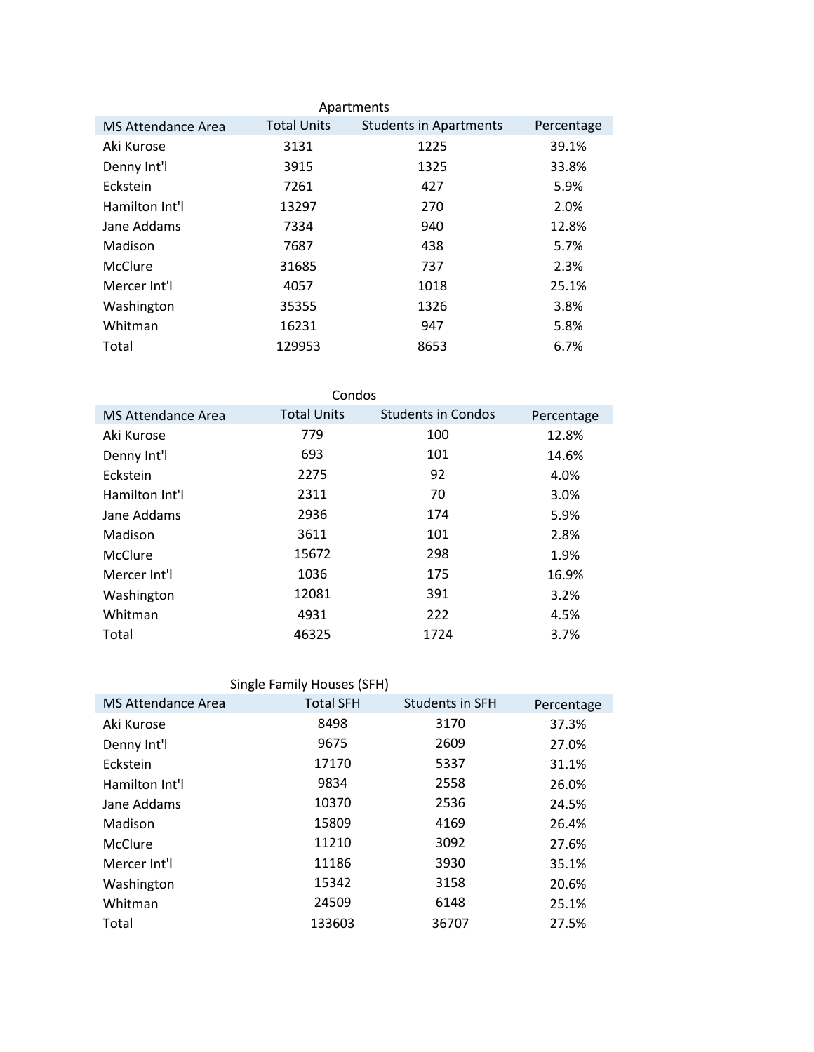Apartments

| MS Attendance Area | Total Units | Students in Apartments | Percentage |
| --- | --- | --- | --- |
| Aki Kurose | 3131 | 1225 | 39.1% |
| Denny Int'l | 3915 | 1325 | 33.8% |
| Eckstein | 7261 | 427 | 5.9% |
| Hamilton Int'l | 13297 | 270 | 2.0% |
| Jane Addams | 7334 | 940 | 12.8% |
| Madison | 7687 | 438 | 5.7% |
| McClure | 31685 | 737 | 2.3% |
| Mercer Int'l | 4057 | 1018 | 25.1% |
| Washington | 35355 | 1326 | 3.8% |
| Whitman | 16231 | 947 | 5.8% |
| Total | 129953 | 8653 | 6.7% |

Condos

| MS Attendance Area | Total Units | Students in Condos | Percentage |
| --- | --- | --- | --- |
| Aki Kurose | 779 | 100 | 12.8% |
| Denny Int'l | 693 | 101 | 14.6% |
| Eckstein | 2275 | 92 | 4.0% |
| Hamilton Int'l | 2311 | 70 | 3.0% |
| Jane Addams | 2936 | 174 | 5.9% |
| Madison | 3611 | 101 | 2.8% |
| McClure | 15672 | 298 | 1.9% |
| Mercer Int'l | 1036 | 175 | 16.9% |
| Washington | 12081 | 391 | 3.2% |
| Whitman | 4931 | 222 | 4.5% |
| Total | 46325 | 1724 | 3.7% |

Single Family Houses (SFH)

| MS Attendance Area | Total SFH | Students in SFH | Percentage |
| --- | --- | --- | --- |
| Aki Kurose | 8498 | 3170 | 37.3% |
| Denny Int'l | 9675 | 2609 | 27.0% |
| Eckstein | 17170 | 5337 | 31.1% |
| Hamilton Int'l | 9834 | 2558 | 26.0% |
| Jane Addams | 10370 | 2536 | 24.5% |
| Madison | 15809 | 4169 | 26.4% |
| McClure | 11210 | 3092 | 27.6% |
| Mercer Int'l | 11186 | 3930 | 35.1% |
| Washington | 15342 | 3158 | 20.6% |
| Whitman | 24509 | 6148 | 25.1% |
| Total | 133603 | 36707 | 27.5% |